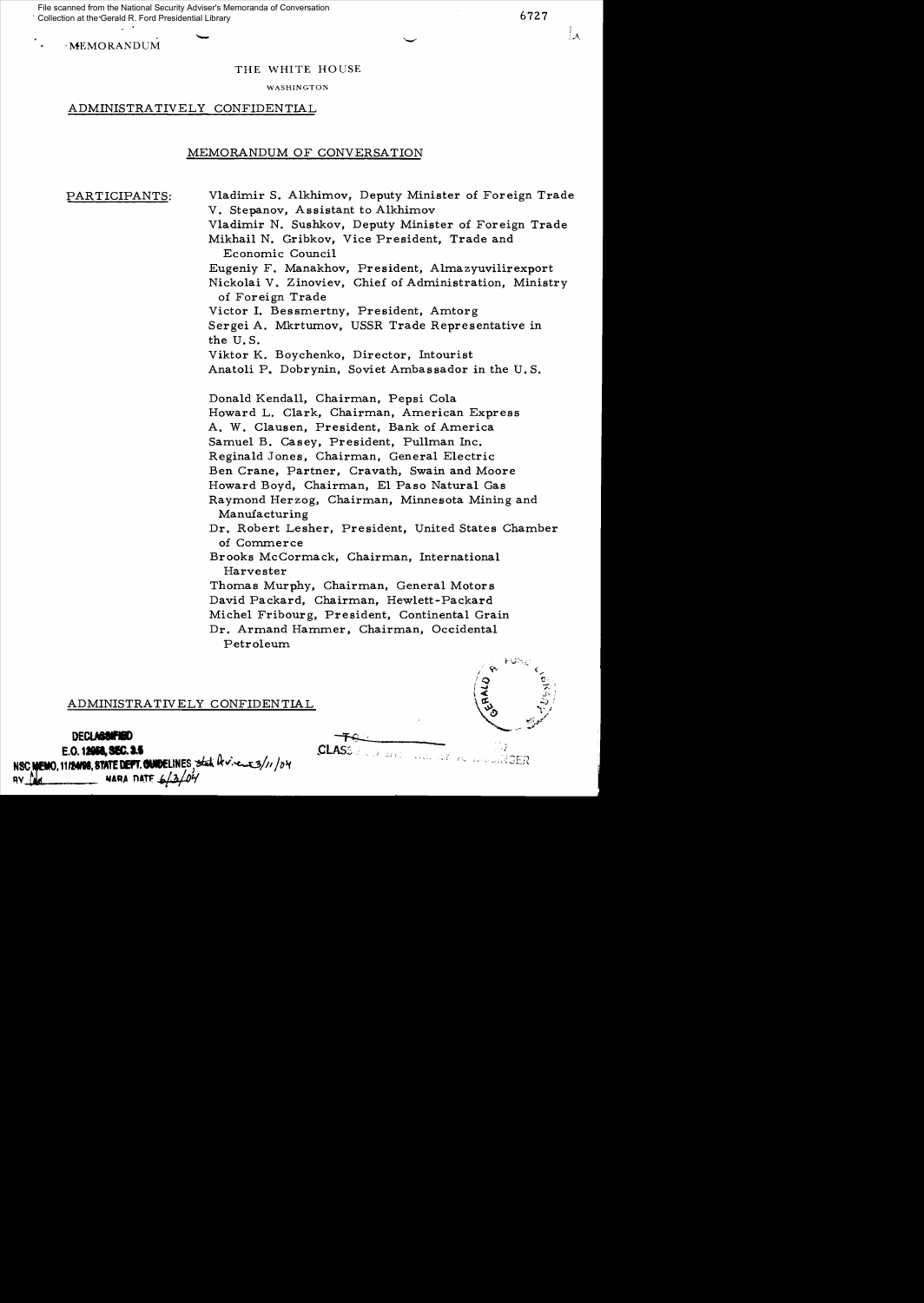File scanned from the National Security Adviser's Memoranda of Conversation Collection at the Gerald R. Ford Presidential Library

MEMORANDUM

THE WHITE HOUSE

WASHINGTON

ADMINISTRATIVELY CONFIDENTIAL

## MEMORANDUM OF CONVERSATION

PARTICIPANTS:

Vladimir S. Alkhimov, Deputy Minister of Foreign Trade
V. Stepanov, Assistant to Alkhimov
Vladimir N. Sushkov, Deputy Minister of Foreign Trade
Mikhail N. Gribkov, Vice President, Trade and Economic Council
Eugeniy F. Manakhov, President, Almazyuvilirexport
Nickolai V. Zinoviev, Chief of Administration, Ministry of Foreign Trade
Victor I. Bessmertny, President, Amtorg
Sergei A. Mkrtumov, USSR Trade Representative in the U.S.
Viktor K. Boychenko, Director, Intourist
Anatoli P. Dobrynin, Soviet Ambassador in the U.S.

Donald Kendall, Chairman, Pepsi Cola
Howard L. Clark, Chairman, American Express
A. W. Clausen, President, Bank of America
Samuel B. Casey, President, Pullman Inc.
Reginald Jones, Chairman, General Electric
Ben Crane, Partner, Cravath, Swain and Moore
Howard Boyd, Chairman, El Paso Natural Gas
Raymond Herzog, Chairman, Minnesota Mining and Manufacturing
Dr. Robert Lesher, President, United States Chamber of Commerce
Brooks McCormack, Chairman, International Harvester
Thomas Murphy, Chairman, General Motors
David Packard, Chairman, Hewlett-Packard
Michel Fribourg, President, Continental Grain
Dr. Armand Hammer, Chairman, Occidental Petroleum

ADMINISTRATIVELY CONFIDENTIAL

DECLASSIFIED
E.O. 12958, SEC. 3.5
NSC MEMO, 11/24/98, STATE DEPT. GUIDELINES State Review 3/11/04
BY ___ NARA DATE 6/3/04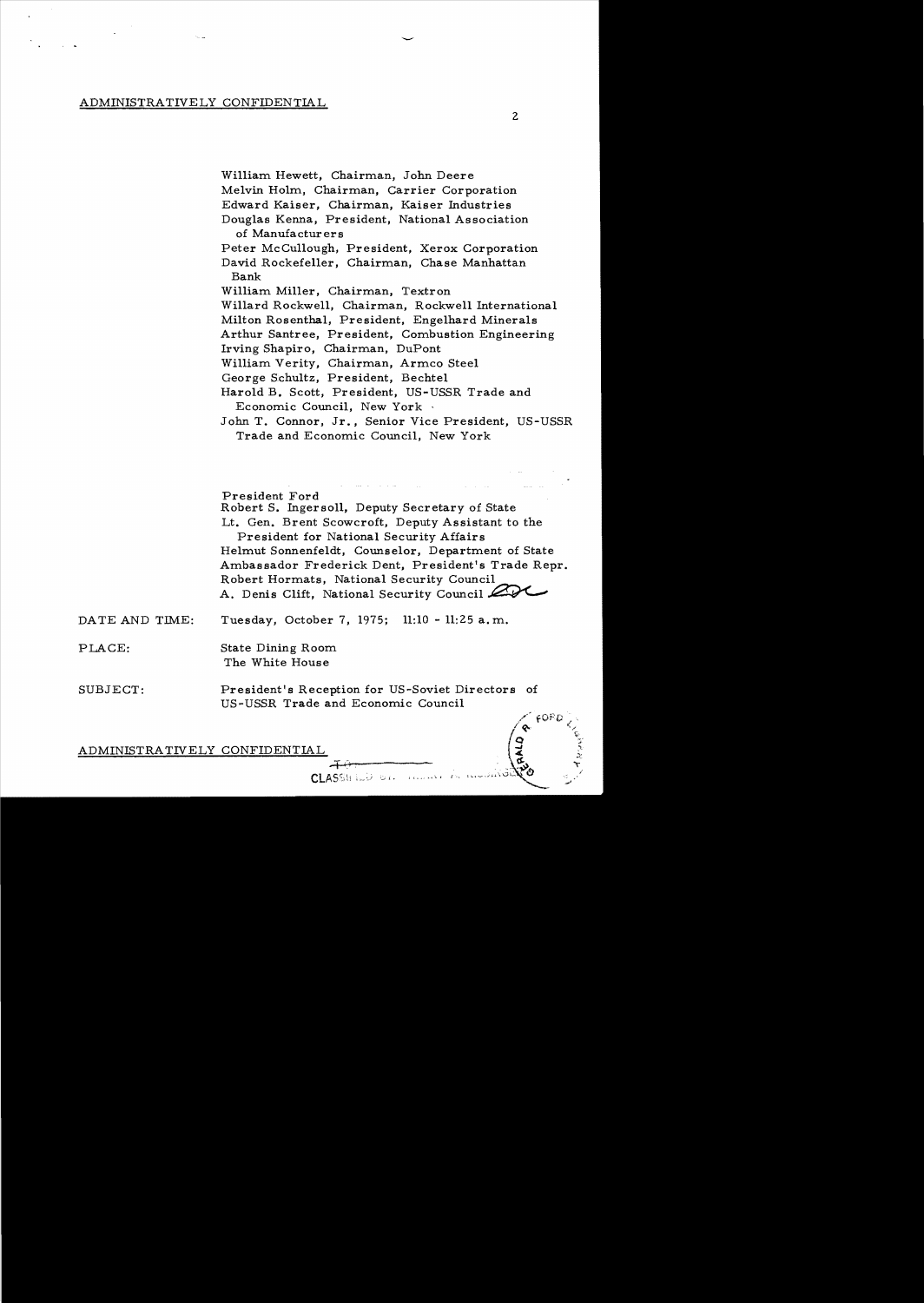ADMINISTRATIVELY CONFIDENTIAL

William Hewett, Chairman, John Deere
Melvin Holm, Chairman, Carrier Corporation
Edward Kaiser, Chairman, Kaiser Industries
Douglas Kenna, President, National Association of Manufacturers
Peter McCullough, President, Xerox Corporation
David Rockefeller, Chairman, Chase Manhattan Bank
William Miller, Chairman, Textron
Willard Rockwell, Chairman, Rockwell International
Milton Rosenthal, President, Engelhard Minerals
Arthur Santree, President, Combustion Engineering
Irving Shapiro, Chairman, DuPont
William Verity, Chairman, Armco Steel
George Schultz, President, Bechtel
Harold B. Scott, President, US-USSR Trade and Economic Council, New York
John T. Connor, Jr., Senior Vice President, US-USSR Trade and Economic Council, New York

President Ford
Robert S. Ingersoll, Deputy Secretary of State
Lt. Gen. Brent Scowcroft, Deputy Assistant to the President for National Security Affairs
Helmut Sonnenfeldt, Counselor, Department of State
Ambassador Frederick Dent, President's Trade Repr.
Robert Hormats, National Security Council
A. Denis Clift, National Security Council

DATE AND TIME: Tuesday, October 7, 1975; 11:10 - 11:25 a.m.

PLACE: State Dining Room
The White House

SUBJECT: President's Reception for US-Soviet Directors of US-USSR Trade and Economic Council

ADMINISTRATIVELY CONFIDENTIAL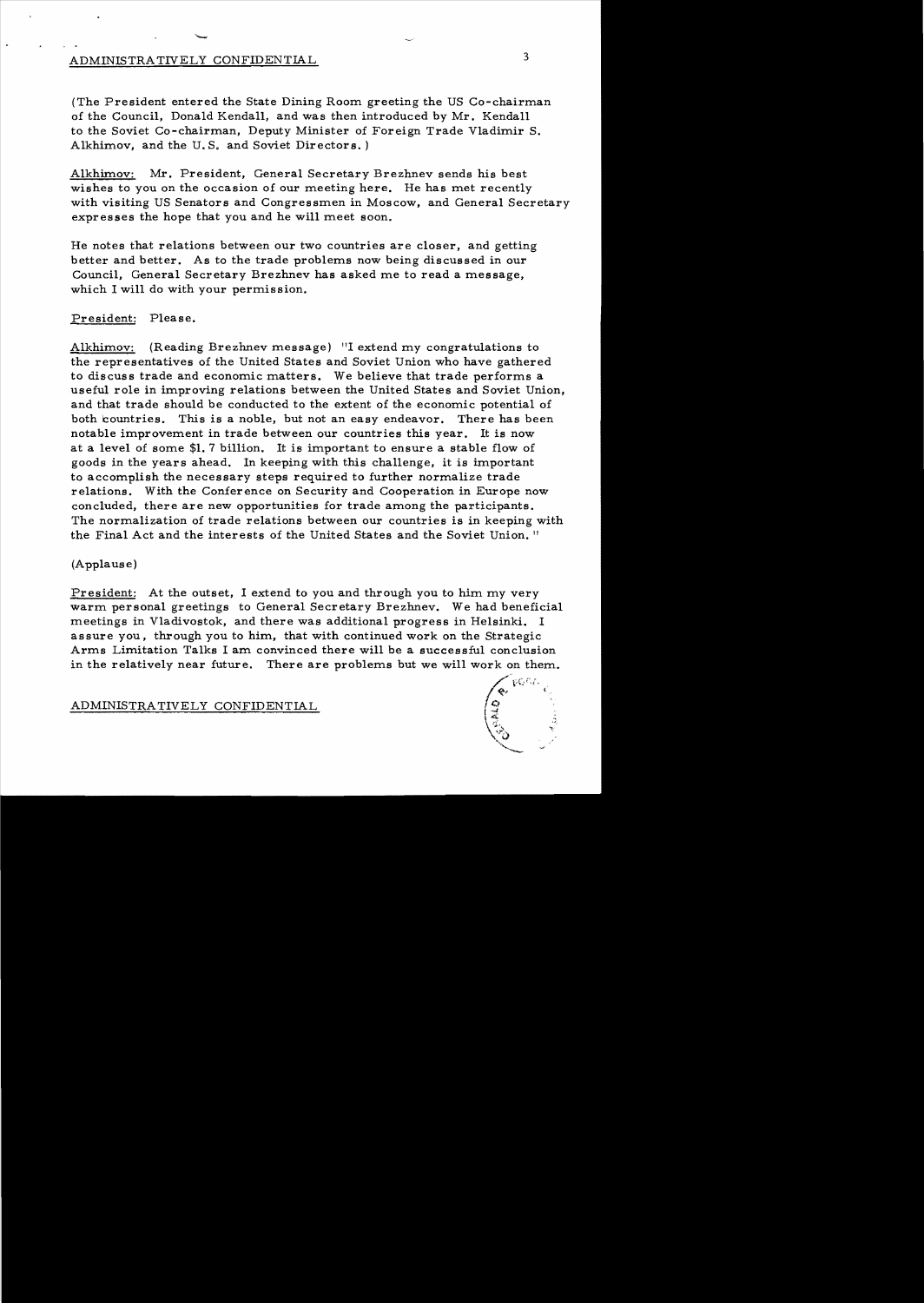ADMINISTRATIVELY CONFIDENTIAL

(The President entered the State Dining Room greeting the US Co-chairman of the Council, Donald Kendall, and was then introduced by Mr. Kendall to the Soviet Co-chairman, Deputy Minister of Foreign Trade Vladimir S. Alkhimov, and the U.S. and Soviet Directors.)

Alkhimov: Mr. President, General Secretary Brezhnev sends his best wishes to you on the occasion of our meeting here. He has met recently with visiting US Senators and Congressmen in Moscow, and General Secretary expresses the hope that you and he will meet soon.

He notes that relations between our two countries are closer, and getting better and better. As to the trade problems now being discussed in our Council, General Secretary Brezhnev has asked me to read a message, which I will do with your permission.

President: Please.

Alkhimov: (Reading Brezhnev message) "I extend my congratulations to the representatives of the United States and Soviet Union who have gathered to discuss trade and economic matters. We believe that trade performs a useful role in improving relations between the United States and Soviet Union, and that trade should be conducted to the extent of the economic potential of both countries. This is a noble, but not an easy endeavor. There has been notable improvement in trade between our countries this year. It is now at a level of some $1.7 billion. It is important to ensure a stable flow of goods in the years ahead. In keeping with this challenge, it is important to accomplish the necessary steps required to further normalize trade relations. With the Conference on Security and Cooperation in Europe now concluded, there are new opportunities for trade among the participants. The normalization of trade relations between our countries is in keeping with the Final Act and the interests of the United States and the Soviet Union."

(Applause)

President: At the outset, I extend to you and through you to him my very warm personal greetings to General Secretary Brezhnev. We had beneficial meetings in Vladivostok, and there was additional progress in Helsinki. I assure you, through you to him, that with continued work on the Strategic Arms Limitation Talks I am convinced there will be a successful conclusion in the relatively near future. There are problems but we will work on them.

ADMINISTRATIVELY CONFIDENTIAL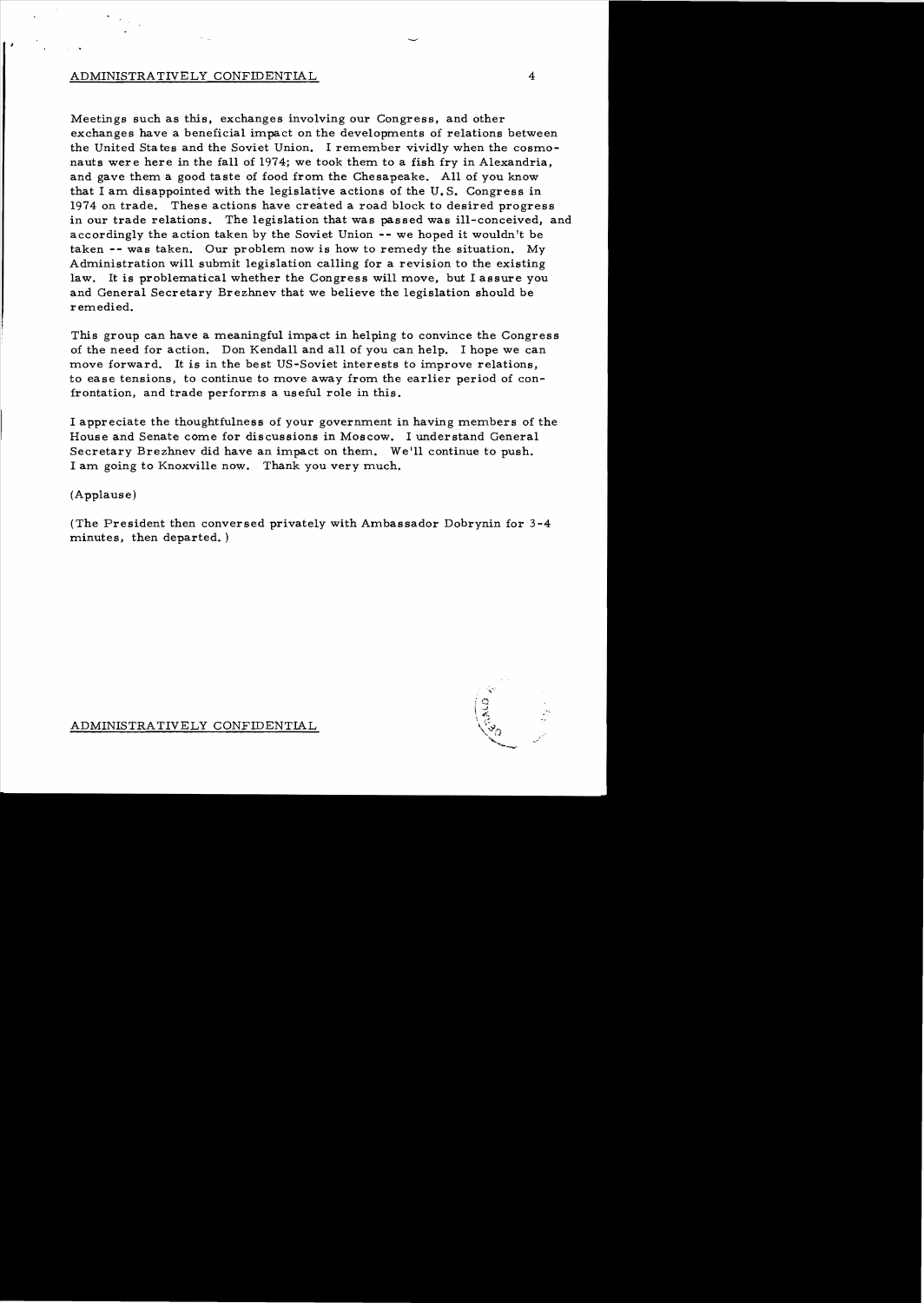ADMINISTRATIVELY CONFIDENTIAL

Meetings such as this, exchanges involving our Congress, and other exchanges have a beneficial impact on the developments of relations between the United States and the Soviet Union. I remember vividly when the cosmonauts were here in the fall of 1974; we took them to a fish fry in Alexandria, and gave them a good taste of food from the Chesapeake. All of you know that I am disappointed with the legislative actions of the U.S. Congress in 1974 on trade. These actions have created a road block to desired progress in our trade relations. The legislation that was passed was ill-conceived, and accordingly the action taken by the Soviet Union -- we hoped it wouldn't be taken -- was taken. Our problem now is how to remedy the situation. My Administration will submit legislation calling for a revision to the existing law. It is problematical whether the Congress will move, but I assure you and General Secretary Brezhnev that we believe the legislation should be remedied.

This group can have a meaningful impact in helping to convince the Congress of the need for action. Don Kendall and all of you can help. I hope we can move forward. It is in the best US-Soviet interests to improve relations, to ease tensions, to continue to move away from the earlier period of confrontation, and trade performs a useful role in this.

I appreciate the thoughtfulness of your government in having members of the House and Senate come for discussions in Moscow. I understand General Secretary Brezhnev did have an impact on them. We'll continue to push. I am going to Knoxville now. Thank you very much.

(Applause)

(The President then conversed privately with Ambassador Dobrynin for 3-4 minutes, then departed.)

ADMINISTRATIVELY CONFIDENTIAL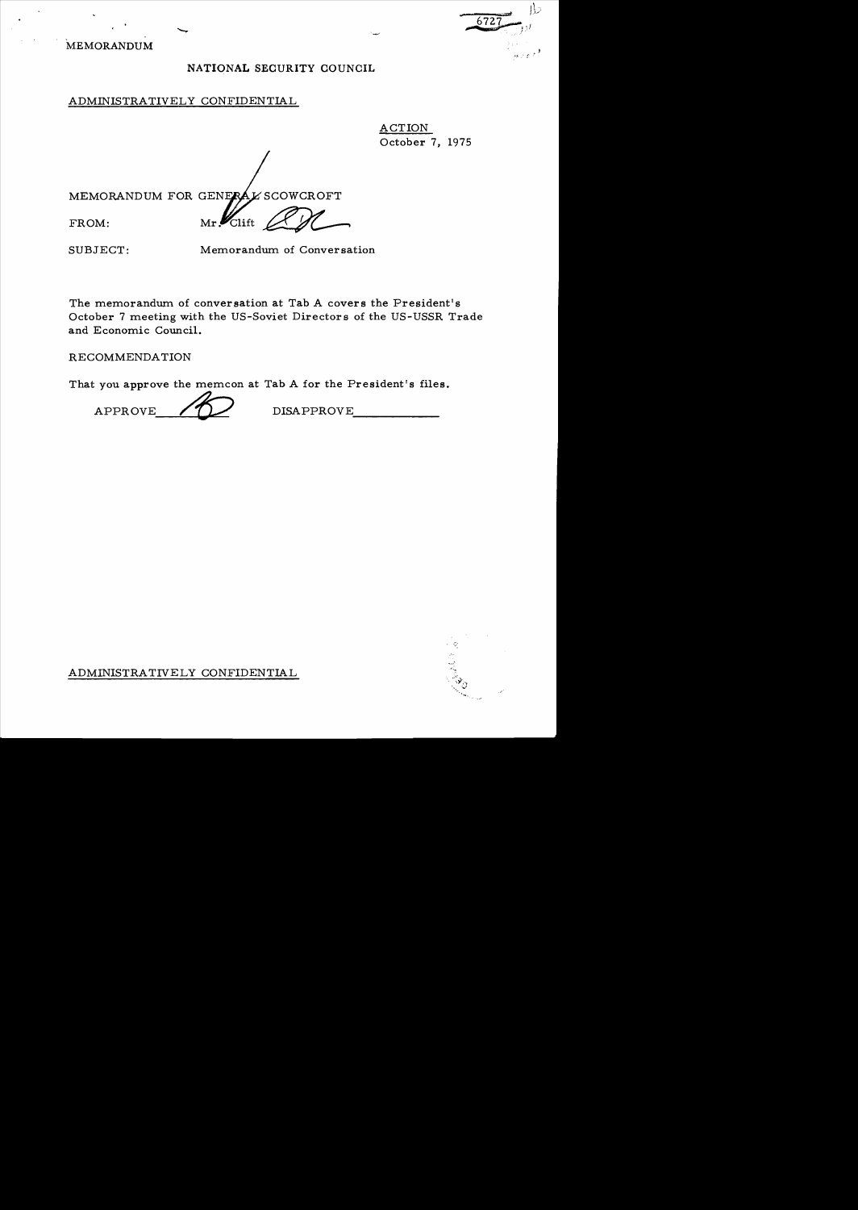MEMORANDUM

NATIONAL SECURITY COUNCIL

ADMINISTRATIVELY CONFIDENTIAL

ACTION
October 7, 1975

MEMORANDUM FOR GENERAL SCOWCROFT

FROM: Mr. Clift

SUBJECT: Memorandum of Conversation

The memorandum of conversation at Tab A covers the President's October 7 meeting with the US-Soviet Directors of the US-USSR Trade and Economic Council.

RECOMMENDATION

That you approve the memcon at Tab A for the President's files.

APPROVE ______ DISAPPROVE ______

ADMINISTRATIVELY CONFIDENTIAL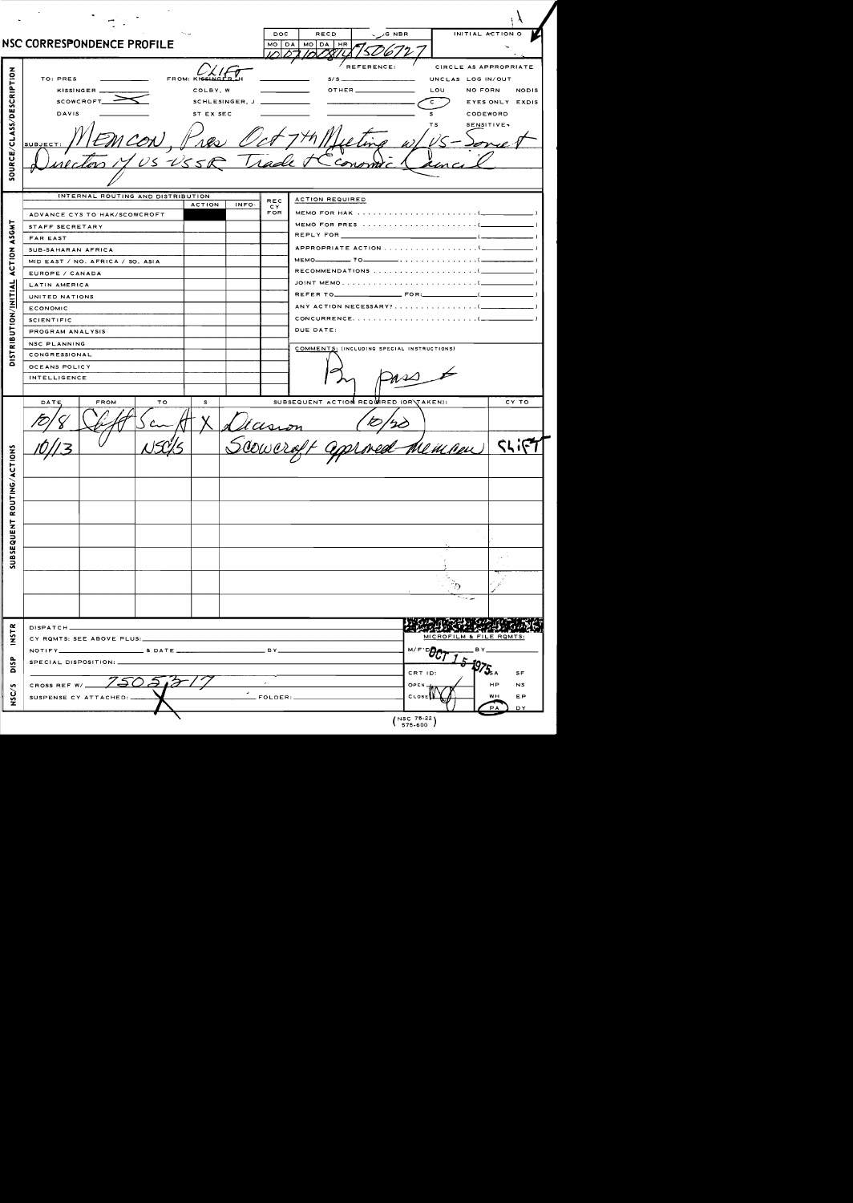# NSC CORRESPONDENCE PROFILE

| DOC | | RECD | | | LOG NBR | INITIAL ACTION O |
|---|---|---|---|---|---|---|
| MO | DA | MO | DA | HR | | |
| 10 | 07 | 10 | 08 | 14 | 7506727 | |

REFERENCE:

**SOURCE/CLASS/DESCRIPTION**

TO: PRES ______ FROM: ~~KISSINGER, H~~ CLIFT ______ S/S ______

KISSINGER ______ COLBY, W ______ OTHER ______

SCOWCROFT ✓ SCHLESINGER, J ______

DAVIS ______ ST EX SEC ______

CIRCLE AS APPROPRIATE: UNCLAS LOG IN/OUT; LOU NO FORN NODIS; (C) EYES ONLY EXDIS; S CODEWORD; TS SENSITIVE

SUBJECT: MEMCON, Pres Oct 7th Meeting w/ US-Soviet Directors of US-USSR Trade & Economic Council

**DISTRIBUTION/INITIAL ACTION ASGMT**

| INTERNAL ROUTING AND DISTRIBUTION | ACTION | INFO | REC CY FOR |
|---|---|---|---|
| ADVANCE CYS TO HAK/SCOWCROFT | ■ | | |
| STAFF SECRETARY | | | |
| FAR EAST | | | |
| SUB-SAHARAN AFRICA | | | |
| MID EAST / NO. AFRICA / SO. ASIA | | | |
| EUROPE / CANADA | | | |
| LATIN AMERICA | | | |
| UNITED NATIONS | | | |
| ECONOMIC | | | |
| SCIENTIFIC | | | |
| PROGRAM ANALYSIS | | | |
| NSC PLANNING | | | |
| CONGRESSIONAL | | | |
| OCEANS POLICY | | | |
| INTELLIGENCE | | | |

ACTION REQUIRED
MEMO FOR HAK ( )
MEMO FOR PRES ( )
REPLY FOR ( )
APPROPRIATE ACTION ( )
MEMO ______ TO ______ ( )
RECOMMENDATIONS ( )
JOINT MEMO ( )
REFER TO ______ FOR: ______ ( )
ANY ACTION NECESSARY? ( )
CONCURRENCE ( )
DUE DATE:

COMMENTS: (INCLUDING SPECIAL INSTRUCTIONS)
By pass

**SUBSEQUENT ROUTING/ACTIONS**

| DATE | FROM | TO | S | SUBSEQUENT ACTION REQUIRED (OR TAKEN): | CY TO |
|---|---|---|---|---|---|
| 10/8 | Clift | Scowcroft | X | Decision (10/20) | |
| 10/13 | | NSC/S | | Scowcroft approved memcon | CLIFT |

**INSTR** DISPATCH ______
CY RQMTS: SEE ABOVE PLUS: ______

**DISP** NOTIFY ______ & DATE ______ BY ______
SPECIAL DISPOSITION: ______

**NSC/S** CROSS REF W/ 7505317
SUSPENSE CY ATTACHED: X FOLDER: ______

MICROFILM & FILE RQMTS:
M/F'D OCT 15 1975 BY ______
CRT ID: ______ SA SF
OPEN ______ HP NS
CLOSE ______ WH EP
PA DY

(NSC 75-22 575-600)